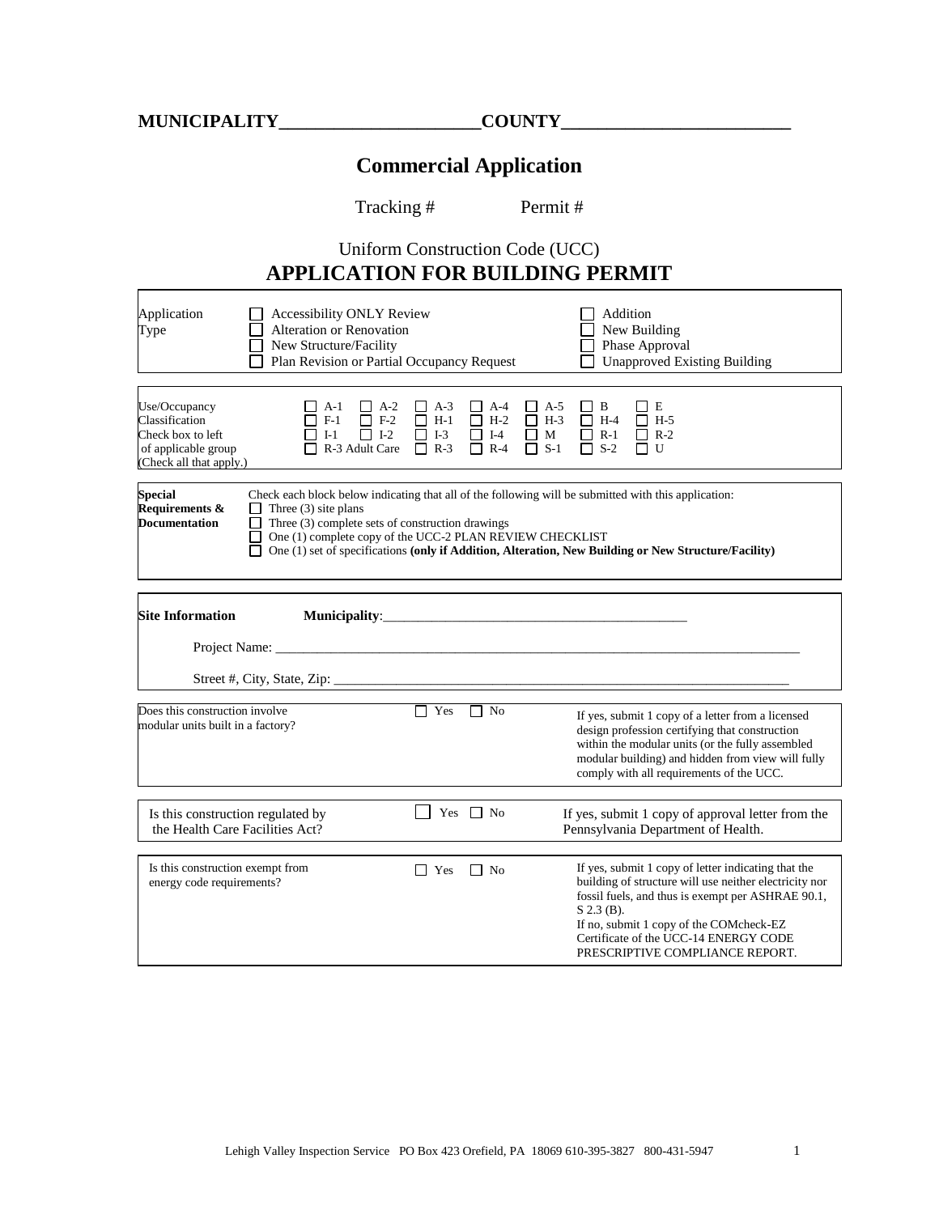**MUNICIPALITY______________________COUNTY_________________________**

# Commercial Application

Tracking #          Permit #

Uniform Construction Code (UCC)

## APPLICATION FOR BUILDING PERMIT

| | | |
|---|---|---|
| Application Type | ☐ Accessibility ONLY Review<br>☐ Alteration or Renovation<br>☐ New Structure/Facility<br>☐ Plan Revision or Partial Occupancy Request | ☐ Addition<br>☐ New Building<br>☐ Phase Approval<br>☐ Unapproved Existing Building |

| Use/Occupancy Classification Check box to left of applicable group (Check all that apply.) | | | | | | |
|---|---|---|---|---|---|---|
| ☐ A-1 | ☐ A-2 | ☐ A-3 | ☐ A-4 | ☐ A-5 | ☐ B | ☐ E |
| ☐ F-1 | ☐ F-2 | ☐ H-1 | ☐ H-2 | ☐ H-3 | ☐ H-4 | ☐ H-5 |
| ☐ I-1 | ☐ I-2 | ☐ I-3 | ☐ I-4 | ☐ M | ☐ R-1 | ☐ R-2 |
| ☐ R-3 Adult Care | | ☐ R-3 | ☐ R-4 | ☐ S-1 | ☐ S-2 | ☐ U |

**Special Requirements & Documentation**

Check each block below indicating that all of the following will be submitted with this application:

- ☐ Three (3) site plans
- ☐ Three (3) complete sets of construction drawings
- ☐ One (1) complete copy of the UCC-2 PLAN REVIEW CHECKLIST
- ☐ One (1) set of specifications **(only if Addition, Alteration, New Building or New Structure/Facility)**

**Site Information** **Municipality**:_____________________________________________

Project Name: ______________________________________________________________________________

Street #, City, State, Zip: _______________________________________________________________________

| | | |
|---|---|---|
| Does this construction involve modular units built in a factory? | ☐ Yes ☐ No | If yes, submit 1 copy of a letter from a licensed design profession certifying that construction within the modular units (or the fully assembled modular building) and hidden from view will fully comply with all requirements of the UCC. |
| Is this construction regulated by the Health Care Facilities Act? | ☐ Yes ☐ No | If yes, submit 1 copy of approval letter from the Pennsylvania Department of Health. |
| Is this construction exempt from energy code requirements? | ☐ Yes ☐ No | If yes, submit 1 copy of letter indicating that the building of structure will use neither electricity nor fossil fuels, and thus is exempt per ASHRAE 90.1, S 2.3 (B).<br>If no, submit 1 copy of the COMcheck-EZ Certificate of the UCC-14 ENERGY CODE PRESCRIPTIVE COMPLIANCE REPORT. |

Lehigh Valley Inspection Service PO Box 423 Orefield, PA 18069 610-395-3827 800-431-5947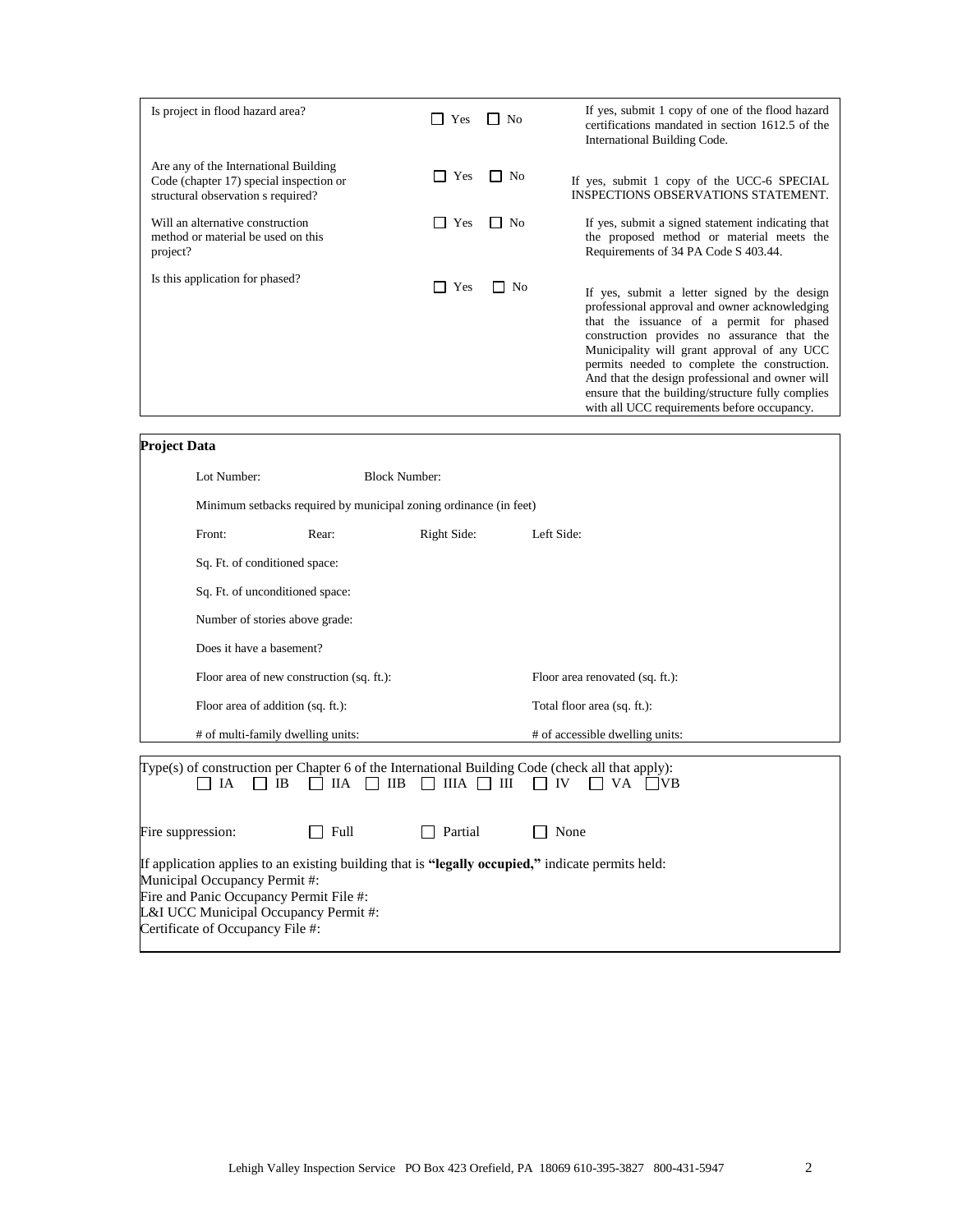| Question | Response | Instructions |
| --- | --- | --- |
| Is project in flood hazard area? | ☐ Yes ☐ No | If yes, submit 1 copy of one of the flood hazard certifications mandated in section 1612.5 of the International Building Code. |
| Are any of the International Building Code (chapter 17) special inspection or structural observation s required? | ☐ Yes ☐ No | If yes, submit 1 copy of the UCC-6 SPECIAL INSPECTIONS OBSERVATIONS STATEMENT. |
| Will an alternative construction method or material be used on this project? | ☐ Yes ☐ No | If yes, submit a signed statement indicating that the proposed method or material meets the Requirements of 34 PA Code S 403.44. |
| Is this application for phased? | ☐ Yes ☐ No | If yes, submit a letter signed by the design professional approval and owner acknowledging that the issuance of a permit for phased construction provides no assurance that the Municipality will grant approval of any UCC permits needed to complete the construction. And that the design professional and owner will ensure that the building/structure fully complies with all UCC requirements before occupancy. |

**Project Data**

Lot Number: Block Number:

Minimum setbacks required by municipal zoning ordinance (in feet)

Front: Rear: Right Side: Left Side:

Sq. Ft. of conditioned space:

Sq. Ft. of unconditioned space:

Number of stories above grade:

Does it have a basement?

Floor area of new construction (sq. ft.): Floor area renovated (sq. ft.):

Floor area of addition (sq. ft.): Total floor area (sq. ft.):

# of multi-family dwelling units: # of accessible dwelling units:

Type(s) of construction per Chapter 6 of the International Building Code (check all that apply):

☐ IA ☐ IB ☐ IIA ☐ IIB ☐ IIIA ☐ III ☐ IV ☐ VA ☐ VB

Fire suppression: ☐ Full ☐ Partial ☐ None

If application applies to an existing building that is **"legally occupied,"** indicate permits held:
Municipal Occupancy Permit #:
Fire and Panic Occupancy Permit File #:
L&I UCC Municipal Occupancy Permit #:
Certificate of Occupancy File #:

Lehigh Valley Inspection Service PO Box 423 Orefield, PA 18069 610-395-3827 800-431-5947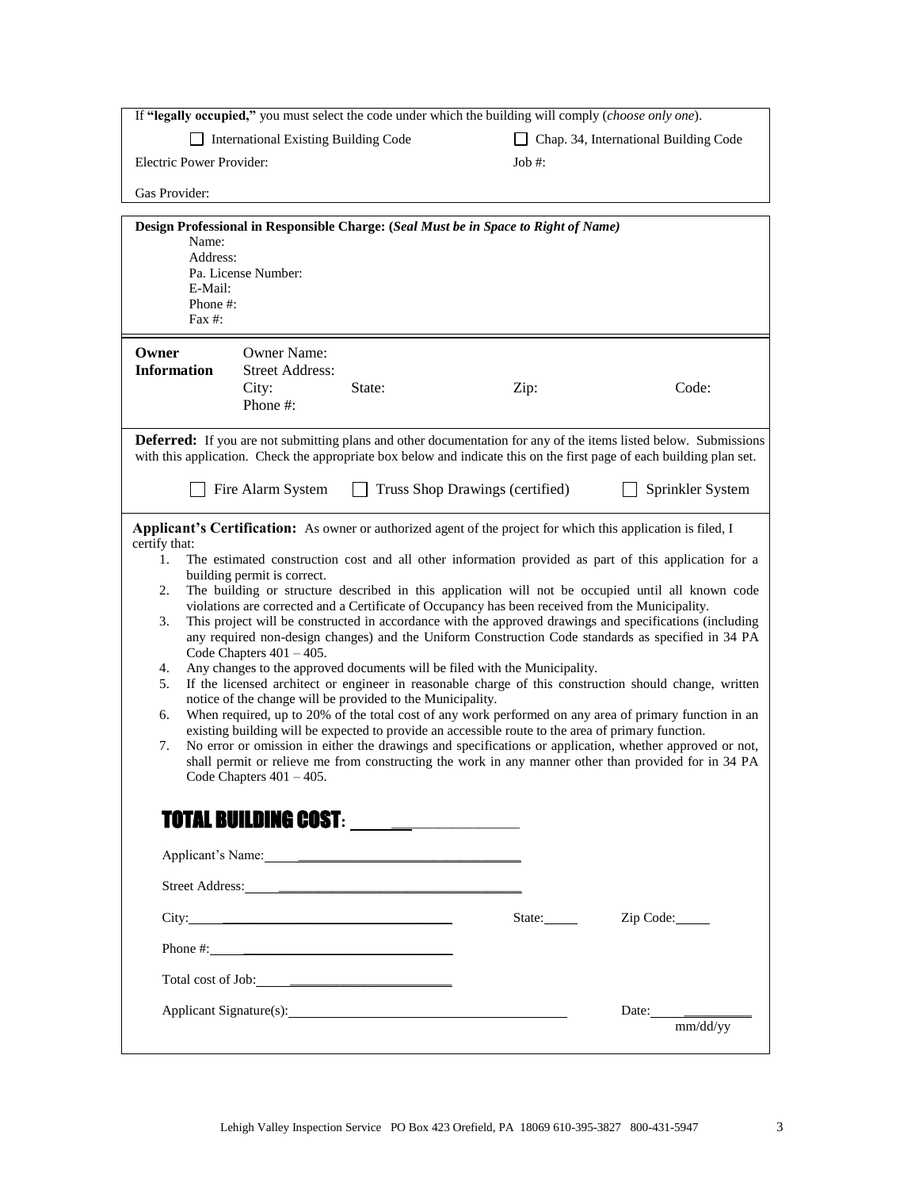If **"legally occupied,"** you must select the code under which the building will comply (*choose only one*).

☐ International Existing Building Code ☐ Chap. 34, International Building Code

Electric Power Provider: Job #:

Gas Provider:

**Design Professional in Responsible Charge: (*Seal Must be in Space to Right of Name)***

Name:
Address:
Pa. License Number:
E-Mail:
Phone #:
Fax #:

**Owner Information**

Owner Name:
Street Address:
City: State: Zip: Code:
Phone #:

**Deferred:** If you are not submitting plans and other documentation for any of the items listed below. Submissions with this application. Check the appropriate box below and indicate this on the first page of each building plan set.

☐ Fire Alarm System ☐ Truss Shop Drawings (certified) ☐ Sprinkler System

**Applicant's Certification:** As owner or authorized agent of the project for which this application is filed, I certify that:

1. The estimated construction cost and all other information provided as part of this application for a building permit is correct.
2. The building or structure described in this application will not be occupied until all known code violations are corrected and a Certificate of Occupancy has been received from the Municipality.
3. This project will be constructed in accordance with the approved drawings and specifications (including any required non-design changes) and the Uniform Construction Code standards as specified in 34 PA Code Chapters 401 – 405.
4. Any changes to the approved documents will be filed with the Municipality.
5. If the licensed architect or engineer in reasonable charge of this construction should change, written notice of the change will be provided to the Municipality.
6. When required, up to 20% of the total cost of any work performed on any area of primary function in an existing building will be expected to provide an accessible route to the area of primary function.
7. No error or omission in either the drawings and specifications or application, whether approved or not, shall permit or relieve me from constructing the work in any manner other than provided for in 34 PA Code Chapters 401 – 405.

**TOTAL BUILDING COST:** ______________

Applicant's Name: ______________

Street Address: ______________

City: ______________ State: ______ Zip Code: ______

Phone #: ______________

Total cost of Job: ______________

Applicant Signature(s): ______________ Date: ______ mm/dd/yy

Lehigh Valley Inspection Service PO Box 423 Orefield, PA 18069 610-395-3827 800-431-5947